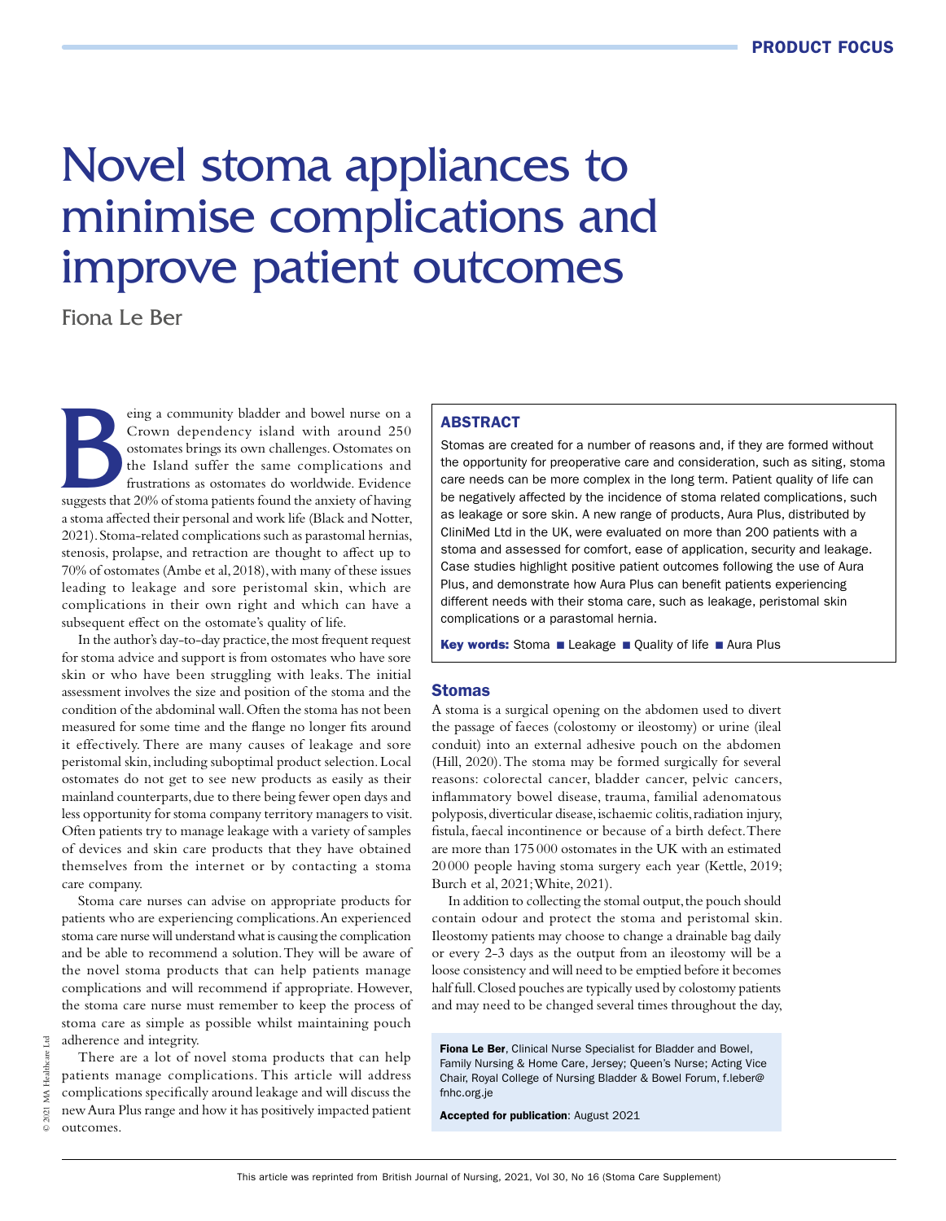# Novel stoma appliances to minimise complications and improve patient outcomes

Fiona Le Ber

## ABSTRACT

Stomas are created for a number of reasons and, if they are formed without the opportunity for preoperative care and consideration, such as siting, stoma care needs can be more complex in the long term. Patient quality of life can be negatively affected by the incidence of stoma related complications, such as leakage or sore skin. A new range of products, Aura Plus, distributed by CliniMed Ltd in the UK, were evaluated on more than 200 patients with a stoma and assessed for comfort, ease of application, security and leakage. Case studies highlight positive patient outcomes following the use of Aura Plus, and demonstrate how Aura Plus can benefit patients experiencing different needs with their stoma care, such as leakage, peristomal skin complications or a parastomal hernia.

**Key words:** Stoma ■ Leakage ■ Quality of life ■ Aura Plus

**Fiona Le Ber**, Clinical Nurse Specialist for Bladder and Bowel, Family Nursing & Home Care, Jersey; Queen's Nurse; Acting Vice Chair, Royal College of Nursing Bladder & Bowel Forum, f.leber@fnhc.org.je

**Accepted for publication**: August 2021

Being a community bladder and bowel nurse on a Crown dependency island with around 250 ostomates brings its own challenges. Ostomates on the Island suffer the same complications and frustrations as ostomates do worldwide. Evidence suggests that 20% of stoma patients found the anxiety of having a stoma affected their personal and work life (Black and Notter, 2021). Stoma-related complications such as parastomal hernias, stenosis, prolapse, and retraction are thought to affect up to 70% of ostomates (Ambe et al, 2018), with many of these issues leading to leakage and sore peristomal skin, which are complications in their own right and which can have a subsequent effect on the ostomate's quality of life.

In the author's day-to-day practice, the most frequent request for stoma advice and support is from ostomates who have sore skin or who have been struggling with leaks. The initial assessment involves the size and position of the stoma and the condition of the abdominal wall. Often the stoma has not been measured for some time and the flange no longer fits around it effectively. There are many causes of leakage and sore peristomal skin, including suboptimal product selection. Local ostomates do not get to see new products as easily as their mainland counterparts, due to there being fewer open days and less opportunity for stoma company territory managers to visit. Often patients try to manage leakage with a variety of samples of devices and skin care products that they have obtained themselves from the internet or by contacting a stoma care company.

Stoma care nurses can advise on appropriate products for patients who are experiencing complications. An experienced stoma care nurse will understand what is causing the complication and be able to recommend a solution. They will be aware of the novel stoma products that can help patients manage complications and will recommend if appropriate. However, the stoma care nurse must remember to keep the process of stoma care as simple as possible whilst maintaining pouch adherence and integrity.

There are a lot of novel stoma products that can help patients manage complications. This article will address complications specifically around leakage and will discuss the new Aura Plus range and how it has positively impacted patient outcomes.

## Stomas

A stoma is a surgical opening on the abdomen used to divert the passage of faeces (colostomy or ileostomy) or urine (ileal conduit) into an external adhesive pouch on the abdomen (Hill, 2020). The stoma may be formed surgically for several reasons: colorectal cancer, bladder cancer, pelvic cancers, inflammatory bowel disease, trauma, familial adenomatous polyposis, diverticular disease, ischaemic colitis, radiation injury, fistula, faecal incontinence or because of a birth defect. There are more than 175 000 ostomates in the UK with an estimated 20 000 people having stoma surgery each year (Kettle, 2019; Burch et al, 2021; White, 2021).

In addition to collecting the stomal output, the pouch should contain odour and protect the stoma and peristomal skin. Ileostomy patients may choose to change a drainable bag daily or every 2-3 days as the output from an ileostomy will be a loose consistency and will need to be emptied before it becomes half full. Closed pouches are typically used by colostomy patients and may need to be changed several times throughout the day,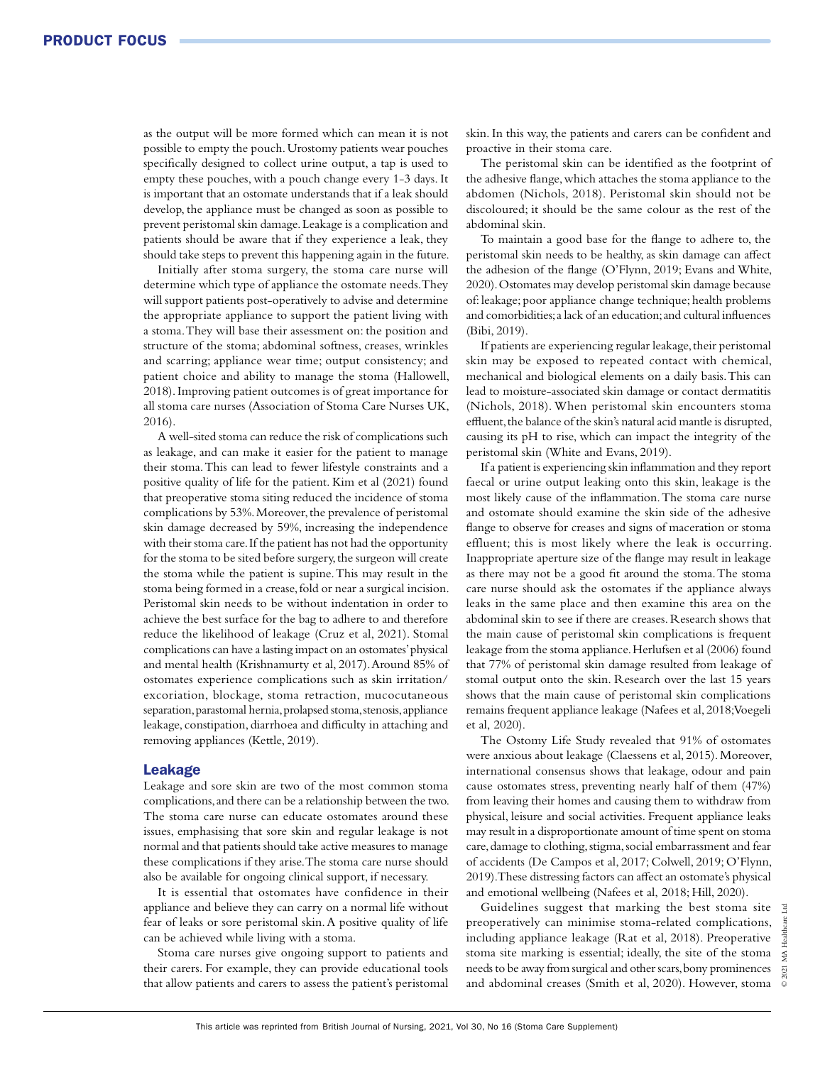as the output will be more formed which can mean it is not possible to empty the pouch. Urostomy patients wear pouches specifically designed to collect urine output, a tap is used to empty these pouches, with a pouch change every 1-3 days. It is important that an ostomate understands that if a leak should develop, the appliance must be changed as soon as possible to prevent peristomal skin damage. Leakage is a complication and patients should be aware that if they experience a leak, they should take steps to prevent this happening again in the future.

Initially after stoma surgery, the stoma care nurse will determine which type of appliance the ostomate needs. They will support patients post-operatively to advise and determine the appropriate appliance to support the patient living with a stoma. They will base their assessment on: the position and structure of the stoma; abdominal softness, creases, wrinkles and scarring; appliance wear time; output consistency; and patient choice and ability to manage the stoma (Hallowell, 2018). Improving patient outcomes is of great importance for all stoma care nurses (Association of Stoma Care Nurses UK, 2016).

A well-sited stoma can reduce the risk of complications such as leakage, and can make it easier for the patient to manage their stoma. This can lead to fewer lifestyle constraints and a positive quality of life for the patient. Kim et al (2021) found that preoperative stoma siting reduced the incidence of stoma complications by 53%. Moreover, the prevalence of peristomal skin damage decreased by 59%, increasing the independence with their stoma care. If the patient has not had the opportunity for the stoma to be sited before surgery, the surgeon will create the stoma while the patient is supine. This may result in the stoma being formed in a crease, fold or near a surgical incision. Peristomal skin needs to be without indentation in order to achieve the best surface for the bag to adhere to and therefore reduce the likelihood of leakage (Cruz et al, 2021). Stomal complications can have a lasting impact on an ostomates' physical and mental health (Krishnamurty et al, 2017). Around 85% of ostomates experience complications such as skin irritation/excoriation, blockage, stoma retraction, mucocutaneous separation, parastomal hernia, prolapsed stoma, stenosis, appliance leakage, constipation, diarrhoea and difficulty in attaching and removing appliances (Kettle, 2019).

## Leakage

Leakage and sore skin are two of the most common stoma complications, and there can be a relationship between the two. The stoma care nurse can educate ostomates around these issues, emphasising that sore skin and regular leakage is not normal and that patients should take active measures to manage these complications if they arise. The stoma care nurse should also be available for ongoing clinical support, if necessary.

It is essential that ostomates have confidence in their appliance and believe they can carry on a normal life without fear of leaks or sore peristomal skin. A positive quality of life can be achieved while living with a stoma.

Stoma care nurses give ongoing support to patients and their carers. For example, they can provide educational tools that allow patients and carers to assess the patient's peristomal skin. In this way, the patients and carers can be confident and proactive in their stoma care.

The peristomal skin can be identified as the footprint of the adhesive flange, which attaches the stoma appliance to the abdomen (Nichols, 2018). Peristomal skin should not be discoloured; it should be the same colour as the rest of the abdominal skin.

To maintain a good base for the flange to adhere to, the peristomal skin needs to be healthy, as skin damage can affect the adhesion of the flange (O'Flynn, 2019; Evans and White, 2020). Ostomates may develop peristomal skin damage because of: leakage; poor appliance change technique; health problems and comorbidities; a lack of an education; and cultural influences (Bibi, 2019).

If patients are experiencing regular leakage, their peristomal skin may be exposed to repeated contact with chemical, mechanical and biological elements on a daily basis. This can lead to moisture-associated skin damage or contact dermatitis (Nichols, 2018). When peristomal skin encounters stoma effluent, the balance of the skin's natural acid mantle is disrupted, causing its pH to rise, which can impact the integrity of the peristomal skin (White and Evans, 2019).

If a patient is experiencing skin inflammation and they report faecal or urine output leaking onto this skin, leakage is the most likely cause of the inflammation. The stoma care nurse and ostomate should examine the skin side of the adhesive flange to observe for creases and signs of maceration or stoma effluent; this is most likely where the leak is occurring. Inappropriate aperture size of the flange may result in leakage as there may not be a good fit around the stoma. The stoma care nurse should ask the ostomates if the appliance always leaks in the same place and then examine this area on the abdominal skin to see if there are creases. Research shows that the main cause of peristomal skin complications is frequent leakage from the stoma appliance. Herlufsen et al (2006) found that 77% of peristomal skin damage resulted from leakage of stomal output onto the skin. Research over the last 15 years shows that the main cause of peristomal skin complications remains frequent appliance leakage (Nafees et al, 2018; Voegeli et al, 2020).

The Ostomy Life Study revealed that 91% of ostomates were anxious about leakage (Claessens et al, 2015). Moreover, international consensus shows that leakage, odour and pain cause ostomates stress, preventing nearly half of them (47%) from leaving their homes and causing them to withdraw from physical, leisure and social activities. Frequent appliance leaks may result in a disproportionate amount of time spent on stoma care, damage to clothing, stigma, social embarrassment and fear of accidents (De Campos et al, 2017; Colwell, 2019; O'Flynn, 2019). These distressing factors can affect an ostomate's physical and emotional wellbeing (Nafees et al, 2018; Hill, 2020).

Guidelines suggest that marking the best stoma site preoperatively can minimise stoma-related complications, including appliance leakage (Rat et al, 2018). Preoperative stoma site marking is essential; ideally, the site of the stoma needs to be away from surgical and other scars, bony prominences and abdominal creases (Smith et al, 2020). However, stoma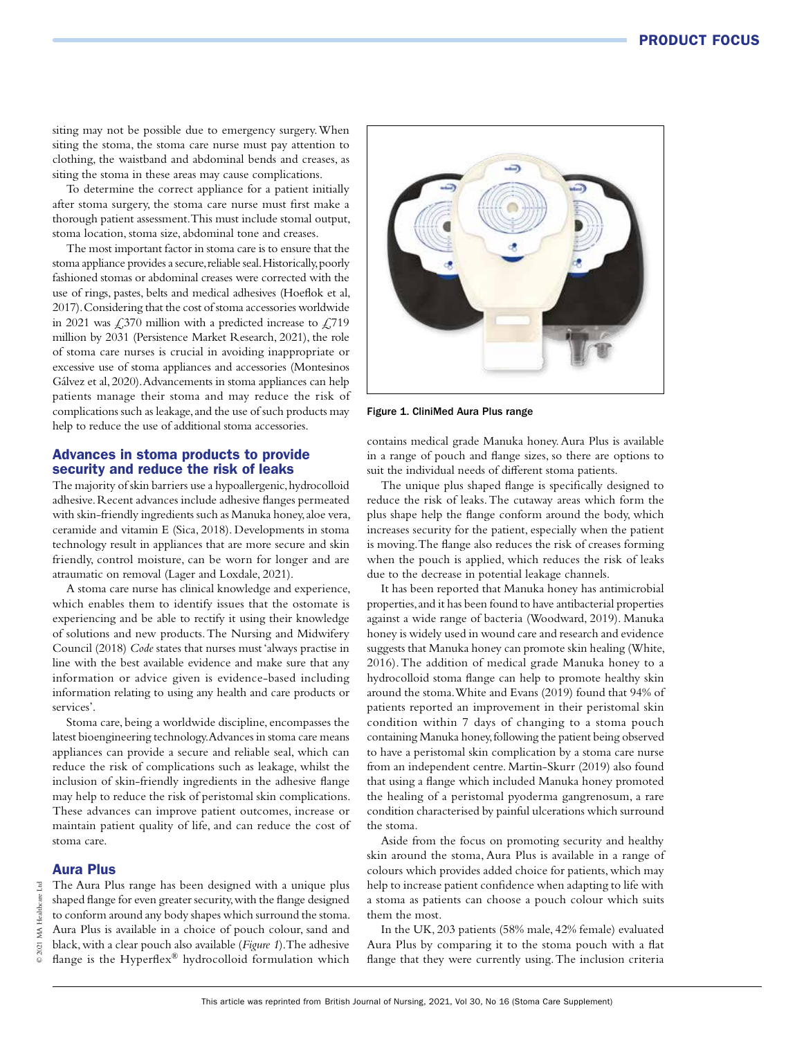siting may not be possible due to emergency surgery. When siting the stoma, the stoma care nurse must pay attention to clothing, the waistband and abdominal bends and creases, as siting the stoma in these areas may cause complications.

To determine the correct appliance for a patient initially after stoma surgery, the stoma care nurse must first make a thorough patient assessment. This must include stomal output, stoma location, stoma size, abdominal tone and creases.

The most important factor in stoma care is to ensure that the stoma appliance provides a secure, reliable seal. Historically, poorly fashioned stomas or abdominal creases were corrected with the use of rings, pastes, belts and medical adhesives (Hoeflok et al, 2017). Considering that the cost of stoma accessories worldwide in 2021 was £370 million with a predicted increase to £719 million by 2031 (Persistence Market Research, 2021), the role of stoma care nurses is crucial in avoiding inappropriate or excessive use of stoma appliances and accessories (Montesinos Gálvez et al, 2020). Advancements in stoma appliances can help patients manage their stoma and may reduce the risk of complications such as leakage, and the use of such products may help to reduce the use of additional stoma accessories.

## Advances in stoma products to provide security and reduce the risk of leaks

The majority of skin barriers use a hypoallergenic, hydrocolloid adhesive. Recent advances include adhesive flanges permeated with skin-friendly ingredients such as Manuka honey, aloe vera, ceramide and vitamin E (Sica, 2018). Developments in stoma technology result in appliances that are more secure and skin friendly, control moisture, can be worn for longer and are atraumatic on removal (Lager and Loxdale, 2021).

A stoma care nurse has clinical knowledge and experience, which enables them to identify issues that the ostomate is experiencing and be able to rectify it using their knowledge of solutions and new products. The Nursing and Midwifery Council (2018) *Code* states that nurses must 'always practise in line with the best available evidence and make sure that any information or advice given is evidence-based including information relating to using any health and care products or services'.

Stoma care, being a worldwide discipline, encompasses the latest bioengineering technology. Advances in stoma care means appliances can provide a secure and reliable seal, which can reduce the risk of complications such as leakage, whilst the inclusion of skin-friendly ingredients in the adhesive flange may help to reduce the risk of peristomal skin complications. These advances can improve patient outcomes, increase or maintain patient quality of life, and can reduce the cost of stoma care.

## Aura Plus

The Aura Plus range has been designed with a unique plus shaped flange for even greater security, with the flange designed to conform around any body shapes which surround the stoma. Aura Plus is available in a choice of pouch colour, sand and black, with a clear pouch also available (*Figure 1*). The adhesive flange is the Hyperflex® hydrocolloid formulation which contains medical grade Manuka honey. Aura Plus is available in a range of pouch and flange sizes, so there are options to suit the individual needs of different stoma patients.

Figure 1. CliniMed Aura Plus range

The unique plus shaped flange is specifically designed to reduce the risk of leaks. The cutaway areas which form the plus shape help the flange conform around the body, which increases security for the patient, especially when the patient is moving. The flange also reduces the risk of creases forming when the pouch is applied, which reduces the risk of leaks due to the decrease in potential leakage channels.

It has been reported that Manuka honey has antimicrobial properties, and it has been found to have antibacterial properties against a wide range of bacteria (Woodward, 2019). Manuka honey is widely used in wound care and research and evidence suggests that Manuka honey can promote skin healing (White, 2016). The addition of medical grade Manuka honey to a hydrocolloid stoma flange can help to promote healthy skin around the stoma. White and Evans (2019) found that 94% of patients reported an improvement in their peristomal skin condition within 7 days of changing to a stoma pouch containing Manuka honey, following the patient being observed to have a peristomal skin complication by a stoma care nurse from an independent centre. Martin-Skurr (2019) also found that using a flange which included Manuka honey promoted the healing of a peristomal pyoderma gangrenosum, a rare condition characterised by painful ulcerations which surround the stoma.

Aside from the focus on promoting security and healthy skin around the stoma, Aura Plus is available in a range of colours which provides added choice for patients, which may help to increase patient confidence when adapting to life with a stoma as patients can choose a pouch colour which suits them the most.

In the UK, 203 patients (58% male, 42% female) evaluated Aura Plus by comparing it to the stoma pouch with a flat flange that they were currently using. The inclusion criteria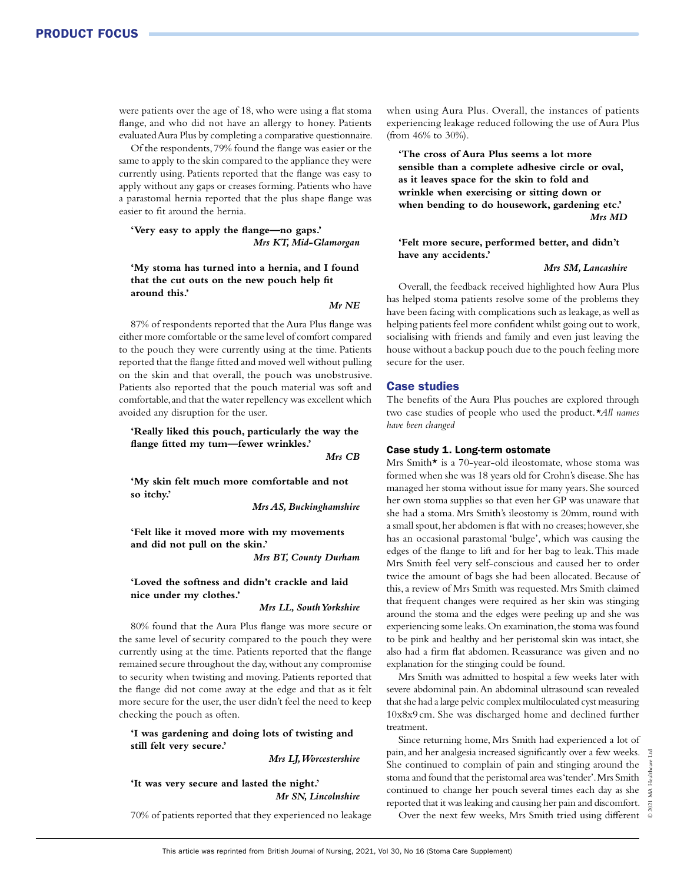were patients over the age of 18, who were using a flat stoma flange, and who did not have an allergy to honey. Patients evaluated Aura Plus by completing a comparative questionnaire.

Of the respondents, 79% found the flange was easier or the same to apply to the skin compared to the appliance they were currently using. Patients reported that the flange was easy to apply without any gaps or creases forming. Patients who have a parastomal hernia reported that the plus shape flange was easier to fit around the hernia.

> **'Very easy to apply the flange—no gaps.'**
> ***Mrs KT, Mid-Glamorgan***

> **'My stoma has turned into a hernia, and I found that the cut outs on the new pouch help fit around this.'**
> ***Mr NE***

87% of respondents reported that the Aura Plus flange was either more comfortable or the same level of comfort compared to the pouch they were currently using at the time. Patients reported that the flange fitted and moved well without pulling on the skin and that overall, the pouch was unobstrusive. Patients also reported that the pouch material was soft and comfortable, and that the water repellency was excellent which avoided any disruption for the user.

> **'Really liked this pouch, particularly the way the flange fitted my tum—fewer wrinkles.'**
> ***Mrs CB***

> **'My skin felt much more comfortable and not so itchy.'**
> ***Mrs AS, Buckinghamshire***

> **'Felt like it moved more with my movements and did not pull on the skin.'**
> ***Mrs BT, County Durham***

> **'Loved the softness and didn't crackle and laid nice under my clothes.'**
> ***Mrs LL, South Yorkshire***

80% found that the Aura Plus flange was more secure or the same level of security compared to the pouch they were currently using at the time. Patients reported that the flange remained secure throughout the day, without any compromise to security when twisting and moving. Patients reported that the flange did not come away at the edge and that as it felt more secure for the user, the user didn't feel the need to keep checking the pouch as often.

> **'I was gardening and doing lots of twisting and still felt very secure.'**
> ***Mrs LJ, Worcestershire***

> **'It was very secure and lasted the night.'**
> ***Mr SN, Lincolnshire***

70% of patients reported that they experienced no leakage when using Aura Plus. Overall, the instances of patients experiencing leakage reduced following the use of Aura Plus (from 46% to 30%).

> **'The cross of Aura Plus seems a lot more sensible than a complete adhesive circle or oval, as it leaves space for the skin to fold and wrinkle when exercising or sitting down or when bending to do housework, gardening etc.'**
> ***Mrs MD***

> **'Felt more secure, performed better, and didn't have any accidents.'**
> ***Mrs SM, Lancashire***

Overall, the feedback received highlighted how Aura Plus has helped stoma patients resolve some of the problems they have been facing with complications such as leakage, as well as helping patients feel more confident whilst going out to work, socialising with friends and family and even just leaving the house without a backup pouch due to the pouch feeling more secure for the user.

## Case studies

The benefits of the Aura Plus pouches are explored through two case studies of people who used the product. **All names have been changed*

### Case study 1. Long-term ostomate

Mrs Smith* is a 70-year-old ileostomate, whose stoma was formed when she was 18 years old for Crohn's disease. She has managed her stoma without issue for many years. She sourced her own stoma supplies so that even her GP was unaware that she had a stoma. Mrs Smith's ileostomy is 20mm, round with a small spout, her abdomen is flat with no creases; however, she has an occasional parastomal 'bulge', which was causing the edges of the flange to lift and for her bag to leak. This made Mrs Smith feel very self-conscious and caused her to order twice the amount of bags she had been allocated. Because of this, a review of Mrs Smith was requested. Mrs Smith claimed that frequent changes were required as her skin was stinging around the stoma and the edges were peeling up and she was experiencing some leaks. On examination, the stoma was found to be pink and healthy and her peristomal skin was intact, she also had a firm flat abdomen. Reassurance was given and no explanation for the stinging could be found.

Mrs Smith was admitted to hospital a few weeks later with severe abdominal pain. An abdominal ultrasound scan revealed that she had a large pelvic complex multiloculated cyst measuring 10x8x9 cm. She was discharged home and declined further treatment.

Since returning home, Mrs Smith had experienced a lot of pain, and her analgesia increased significantly over a few weeks. She continued to complain of pain and stinging around the stoma and found that the peristomal area was 'tender'. Mrs Smith continued to change her pouch several times each day as she reported that it was leaking and causing her pain and discomfort.

Over the next few weeks, Mrs Smith tried using different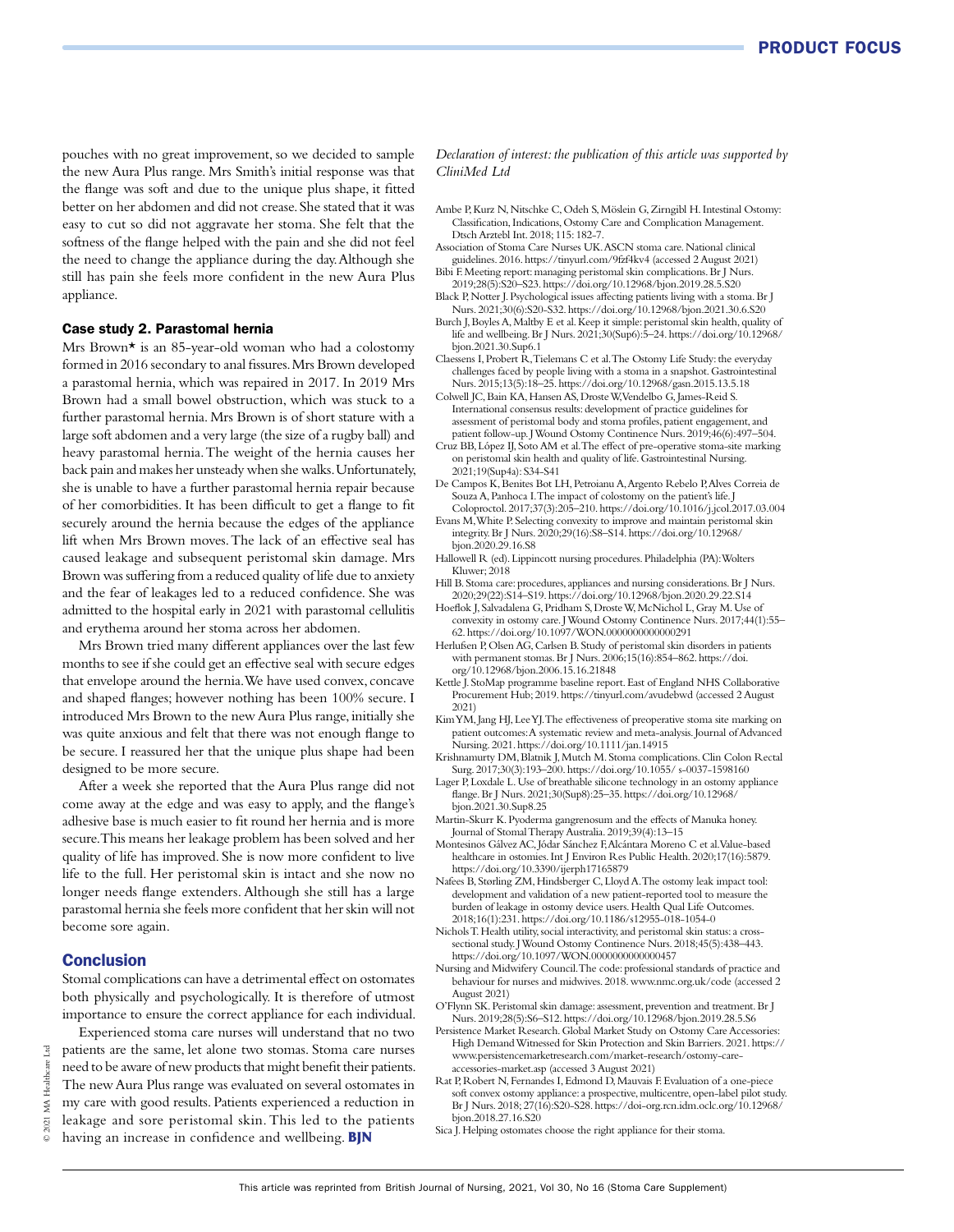pouches with no great improvement, so we decided to sample the new Aura Plus range. Mrs Smith's initial response was that the flange was soft and due to the unique plus shape, it fitted better on her abdomen and did not crease. She stated that it was easy to cut so did not aggravate her stoma. She felt that the softness of the flange helped with the pain and she did not feel the need to change the appliance during the day. Although she still has pain she feels more confident in the new Aura Plus appliance.

### Case study 2. Parastomal hernia

Mrs Brown* is an 85-year-old woman who had a colostomy formed in 2016 secondary to anal fissures. Mrs Brown developed a parastomal hernia, which was repaired in 2017. In 2019 Mrs Brown had a small bowel obstruction, which was stuck to a further parastomal hernia. Mrs Brown is of short stature with a large soft abdomen and a very large (the size of a rugby ball) and heavy parastomal hernia. The weight of the hernia causes her back pain and makes her unsteady when she walks. Unfortunately, she is unable to have a further parastomal hernia repair because of her comorbidities. It has been difficult to get a flange to fit securely around the hernia because the edges of the appliance lift when Mrs Brown moves. The lack of an effective seal has caused leakage and subsequent peristomal skin damage. Mrs Brown was suffering from a reduced quality of life due to anxiety and the fear of leakages led to a reduced confidence. She was admitted to the hospital early in 2021 with parastomal cellulitis and erythema around her stoma across her abdomen.

Mrs Brown tried many different appliances over the last few months to see if she could get an effective seal with secure edges that envelope around the hernia. We have used convex, concave and shaped flanges; however nothing has been 100% secure. I introduced Mrs Brown to the new Aura Plus range, initially she was quite anxious and felt that there was not enough flange to be secure. I reassured her that the unique plus shape had been designed to be more secure.

After a week she reported that the Aura Plus range did not come away at the edge and was easy to apply, and the flange's adhesive base is much easier to fit round her hernia and is more secure. This means her leakage problem has been solved and her quality of life has improved. She is now more confident to live life to the full. Her peristomal skin is intact and she now no longer needs flange extenders. Although she still has a large parastomal hernia she feels more confident that her skin will not become sore again.

## Conclusion

Stomal complications can have a detrimental effect on ostomates both physically and psychologically. It is therefore of utmost importance to ensure the correct appliance for each individual.

Experienced stoma care nurses will understand that no two patients are the same, let alone two stomas. Stoma care nurses need to be aware of new products that might benefit their patients. The new Aura Plus range was evaluated on several ostomates in my care with good results. Patients experienced a reduction in leakage and sore peristomal skin. This led to the patients having an increase in confidence and wellbeing. **BJN**

*Declaration of interest: the publication of this article was supported by CliniMed Ltd*

Ambe P, Kurz N, Nitschke C, Odeh S, Möslein G, Zirngibl H. Intestinal Ostomy: Classification, Indications, Ostomy Care and Complication Management. Dtsch Arztebl Int. 2018; 115: 182-7.

Association of Stoma Care Nurses UK. ASCN stoma care. National clinical guidelines. 2016. https://tinyurl.com/9fzf4kv4 (accessed 2 August 2021)

Bibi F. Meeting report: managing peristomal skin complications. Br J Nurs. 2019;28(5):S20–S23. https://doi.org/10.12968/bjon.2019.28.5.S20

Black P, Notter J. Psychological issues affecting patients living with a stoma. Br J Nurs. 2021;30(6):S20-S32. https://doi.org/10.12968/bjon.2021.30.6.S20

Burch J, Boyles A, Maltby E et al. Keep it simple: peristomal skin health, quality of life and wellbeing. Br J Nurs. 2021;30(Sup6):5–24. https://doi.org/10.12968/bjon.2021.30.Sup6.1

Claessens I, Probert R, Tielemans C et al. The Ostomy Life Study: the everyday challenges faced by people living with a stoma in a snapshot. Gastrointestinal Nurs. 2015;13(5):18–25. https://doi.org/10.12968/gasn.2015.13.5.18

Colwell JC, Bain KA, Hansen AS, Droste W, Vendelbo G, James-Reid S. International consensus results: development of practice guidelines for assessment of peristomal body and stoma profiles, patient engagement, and patient follow-up. J Wound Ostomy Continence Nurs. 2019;46(6):497–504.

Cruz BB, López IJ, Soto AM et al. The effect of pre-operative stoma-site marking on peristomal skin health and quality of life. Gastrointestinal Nursing. 2021;19(Sup4a): S34-S41

De Campos K, Benites Bot LH, Petroianu A, Argento Rebelo P, Alves Correia de Souza A, Panhoca I. The impact of colostomy on the patient's life. J Coloproctol. 2017;37(3):205–210. https://doi.org/10.1016/j.jcol.2017.03.004

Evans M, White P. Selecting convexity to improve and maintain peristomal skin integrity. Br J Nurs. 2020;29(16):S8–S14. https://doi.org/10.12968/bjon.2020.29.16.S8

Hallowell R (ed). Lippincott nursing procedures. Philadelphia (PA): Wolters Kluwer; 2018

Hill B. Stoma care: procedures, appliances and nursing considerations. Br J Nurs. 2020;29(22):S14–S19. https://doi.org/10.12968/bjon.2020.29.22.S14

Hoeflok J, Salvadalena G, Pridham S, Droste W, McNichol L, Gray M. Use of convexity in ostomy care. J Wound Ostomy Continence Nurs. 2017;44(1):55–62. https://doi.org/10.1097/WON.0000000000000291

Herlufsen P, Olsen AG, Carlsen B. Study of peristomal skin disorders in patients with permanent stomas. Br J Nurs. 2006;15(16):854–862. https://doi.org/10.12968/bjon.2006.15.16.21848

Kettle J. StoMap programme baseline report. East of England NHS Collaborative Procurement Hub; 2019. https://tinyurl.com/avudebwd (accessed 2 August 2021)

Kim YM, Jang HJ, Lee YJ. The effectiveness of preoperative stoma site marking on patient outcomes: A systematic review and meta-analysis. Journal of Advanced Nursing. 2021. https://doi.org/10.1111/jan.14915

Krishnamurty DM, Blatnik J, Mutch M. Stoma complications. Clin Colon Rectal Surg. 2017;30(3):193–200. https://doi.org/10.1055/ s-0037-1598160

Lager P, Loxdale L. Use of breathable silicone technology in an ostomy appliance flange. Br J Nurs. 2021;30(Sup8):25–35. https://doi.org/10.12968/bjon.2021.30.Sup8.25

Martin-Skurr K. Pyoderma gangrenosum and the effects of Manuka honey. Journal of Stomal Therapy Australia. 2019;39(4):13–15

Montesinos Gálvez AC, Jódar Sánchez F, Alcántara Moreno C et al. Value-based healthcare in ostomies. Int J Environ Res Public Health. 2020;17(16):5879. https://doi.org/10.3390/ijerph17165879

Nafees B, Størling ZM, Hindsberger C, Lloyd A. The ostomy leak impact tool: development and validation of a new patient-reported tool to measure the burden of leakage in ostomy device users. Health Qual Life Outcomes. 2018;16(1):231. https://doi.org/10.1186/s12955-018-1054-0

Nichols T. Health utility, social interactivity, and peristomal skin status: a cross-sectional study. J Wound Ostomy Continence Nurs. 2018;45(5):438–443. https://doi.org/10.1097/WON.0000000000000457

Nursing and Midwifery Council. The code: professional standards of practice and behaviour for nurses and midwives. 2018. www.nmc.org.uk/code (accessed 2 August 2021)

O'Flynn SK. Peristomal skin damage: assessment, prevention and treatment. Br J Nurs. 2019;28(5):S6–S12. https://doi.org/10.12968/bjon.2019.28.5.S6

Persistence Market Research. Global Market Study on Ostomy Care Accessories: High Demand Witnessed for Skin Protection and Skin Barriers. 2021. https://www.persistencemarketresearch.com/market-research/ostomy-care-accessories-market.asp (accessed 3 August 2021)

Rat P, Robert N, Fernandes I, Edmond D, Mauvais F. Evaluation of a one-piece soft convex ostomy appliance: a prospective, multicentre, open-label pilot study. Br J Nurs. 2018; 27(16):S20-S28. https://doi-org.rcn.idm.oclc.org/10.12968/bjon.2018.27.16.S20

Sica J. Helping ostomates choose the right appliance for their stoma.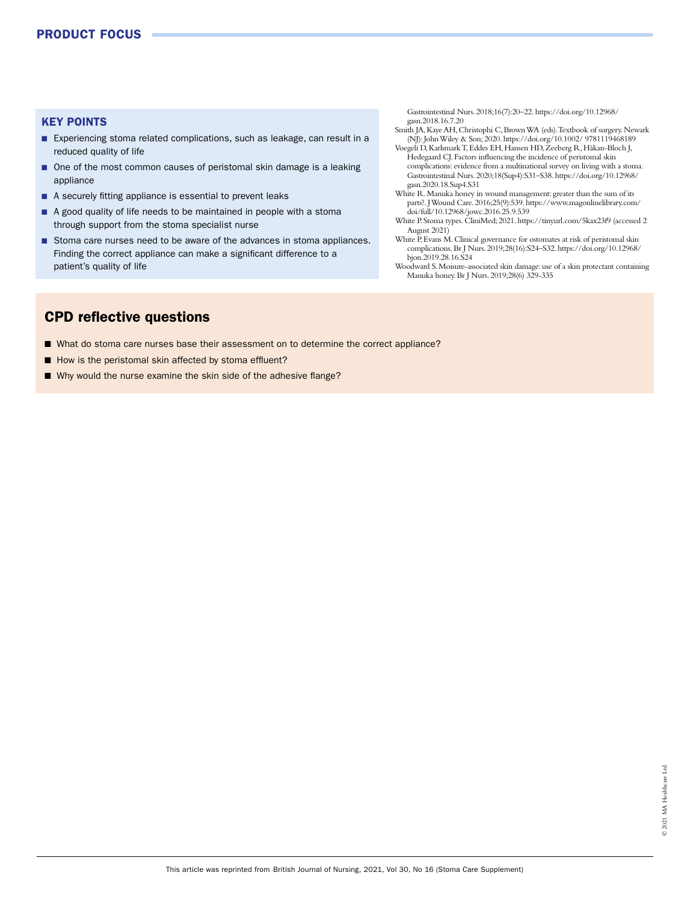## KEY POINTS

- Experiencing stoma related complications, such as leakage, can result in a reduced quality of life
- One of the most common causes of peristomal skin damage is a leaking appliance
- A securely fitting appliance is essential to prevent leaks
- A good quality of life needs to be maintained in people with a stoma through support from the stoma specialist nurse
- Stoma care nurses need to be aware of the advances in stoma appliances. Finding the correct appliance can make a significant difference to a patient's quality of life

Gastrointestinal Nurs. 2018;16(7):20–22. https://doi.org/10.12968/gasn.2018.16.7.20

Smith JA, Kaye AH, Christophi C, Brown WA (eds). Textbook of surgery. Newark (NJ): John Wiley & Son; 2020. https://doi.org/10.1002/ 9781119468189

Voegeli D, Karlsmark T, Eddes EH, Hansen HD, Zeeberg R, Håkan-Bloch J, Hedegaard CJ. Factors influencing the incidence of peristomal skin complications: evidence from a multinational survey on living with a stoma. Gastrointestinal Nurs. 2020;18(Sup4):S31–S38. https://doi.org/10.12968/gasn.2020.18.Sup4.S31

White R. Manuka honey in wound management: greater than the sum of its parts?. J Wound Care. 2016;25(9):539. https://www.magonlinelibrary.com/doi/full/10.12968/jowc.2016.25.9.539

White P. Stoma types. CliniMed; 2021. https://tinyurl.com/5kax23f9 (accessed 2 August 2021)

White P, Evans M. Clinical governance for ostomates at risk of peristomal skin complications. Br J Nurs. 2019;28(16):S24–S32. https://doi.org/10.12968/bjon.2019.28.16.S24

Woodward S. Moisure-associated skin damage: use of a skin protectant containing Manuka honey. Br J Nurs. 2019;28(6) 329-335

## CPD reflective questions

- What do stoma care nurses base their assessment on to determine the correct appliance?
- How is the peristomal skin affected by stoma effluent?
- Why would the nurse examine the skin side of the adhesive flange?

© 2021 MA Healthcare Ltd

This article was reprinted from British Journal of Nursing, 2021, Vol 30, No 16 (Stoma Care Supplement)